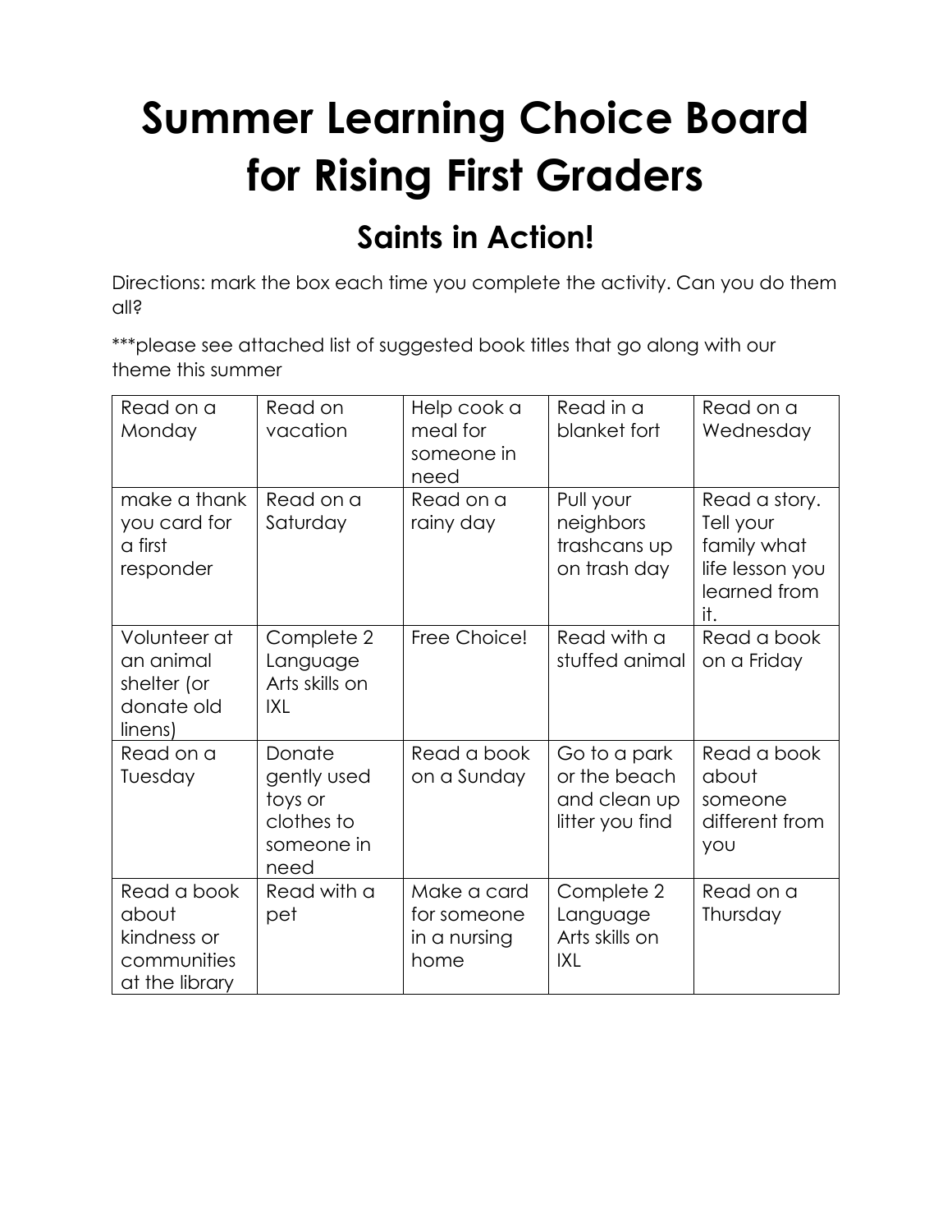# Summer Learning Choice Board for Rising First Graders

## Saints in Action!

Directions: mark the box each time you complete the activity. Can you do them all?

***please see attached list of suggested book titles that go along with our theme this summer

| | | | | |
|---|---|---|---|---|
| Read on a Monday | Read on vacation | Help cook a meal for someone in need | Read in a blanket fort | Read on a Wednesday |
| make a thank you card for a first responder | Read on a Saturday | Read on a rainy day | Pull your neighbors trashcans up on trash day | Read a story. Tell your family what life lesson you learned from it. |
| Volunteer at an animal shelter (or donate old linens) | Complete 2 Language Arts skills on IXL | Free Choice! | Read with a stuffed animal | Read a book on a Friday |
| Read on a Tuesday | Donate gently used toys or clothes to someone in need | Read a book on a Sunday | Go to a park or the beach and clean up litter you find | Read a book about someone different from you |
| Read a book about kindness or communities at the library | Read with a pet | Make a card for someone in a nursing home | Complete 2 Language Arts skills on IXL | Read on a Thursday |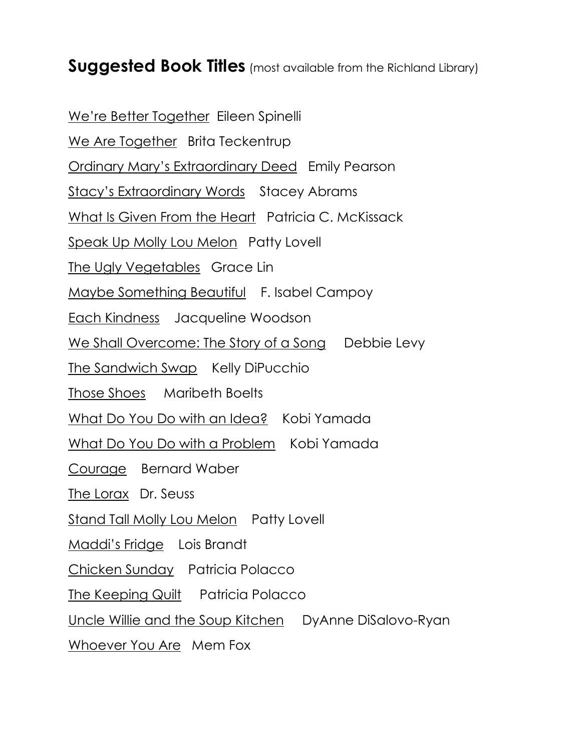## **Suggested Book Titles** (most available from the Richland Library)

<u>We're Better Together</u> Eileen Spinelli

<u>We Are Together</u> Brita Teckentrup

<u>Ordinary Mary's Extraordinary Deed</u> Emily Pearson

<u>Stacy's Extraordinary Words</u> Stacey Abrams

<u>What Is Given From the Heart</u> Patricia C. McKissack

<u>Speak Up Molly Lou Melon</u> Patty Lovell

<u>The Ugly Vegetables</u> Grace Lin

<u>Maybe Something Beautiful</u> F. Isabel Campoy

<u>Each Kindness</u> Jacqueline Woodson

<u>We Shall Overcome: The Story of a Song</u> Debbie Levy

<u>The Sandwich Swap</u> Kelly DiPucchio

<u>Those Shoes</u> Maribeth Boelts

<u>What Do You Do with an Idea?</u> Kobi Yamada

<u>What Do You Do with a Problem</u> Kobi Yamada

<u>Courage</u> Bernard Waber

<u>The Lorax</u> Dr. Seuss

<u>Stand Tall Molly Lou Melon</u> Patty Lovell

<u>Maddi's Fridge</u> Lois Brandt

<u>Chicken Sunday</u> Patricia Polacco

<u>The Keeping Quilt</u> Patricia Polacco

<u>Uncle Willie and the Soup Kitchen</u> DyAnne DiSalovo-Ryan

<u>Whoever You Are</u> Mem Fox